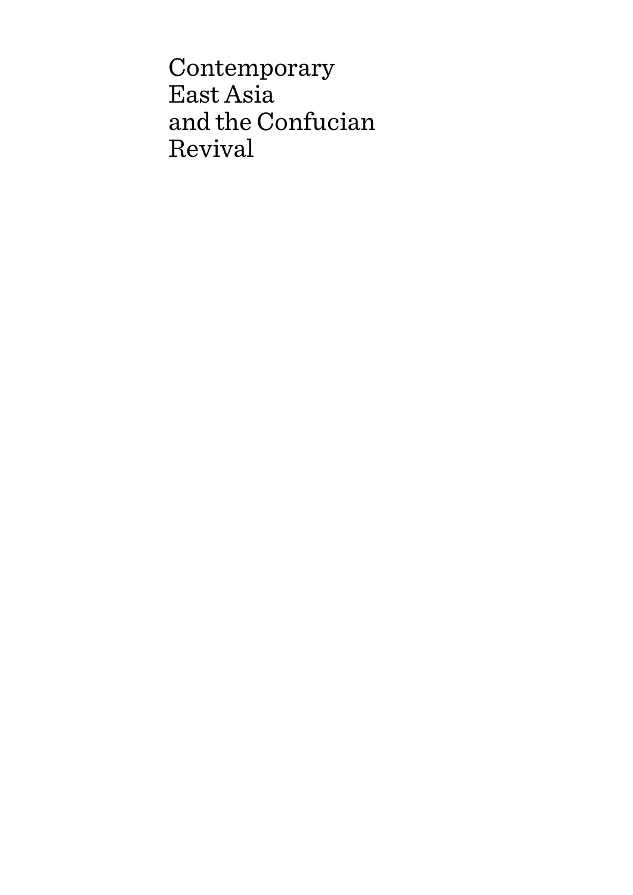# Contemporary East Asia and the Confucian Revival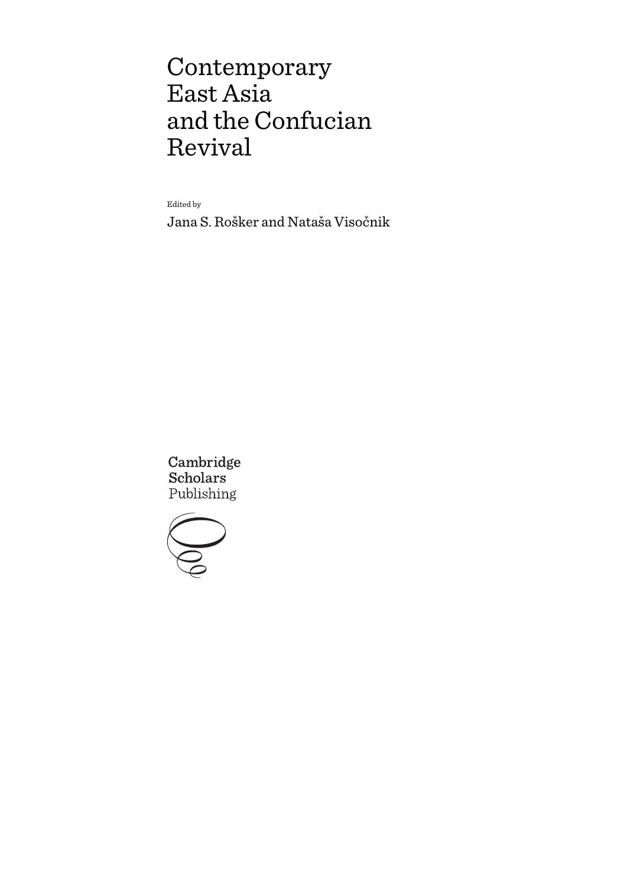# Contemporary East Asia and the Confucian Revival

Edited by

Jana S. Rošker and Nataša Visočnik

Cambridge Scholars Publishing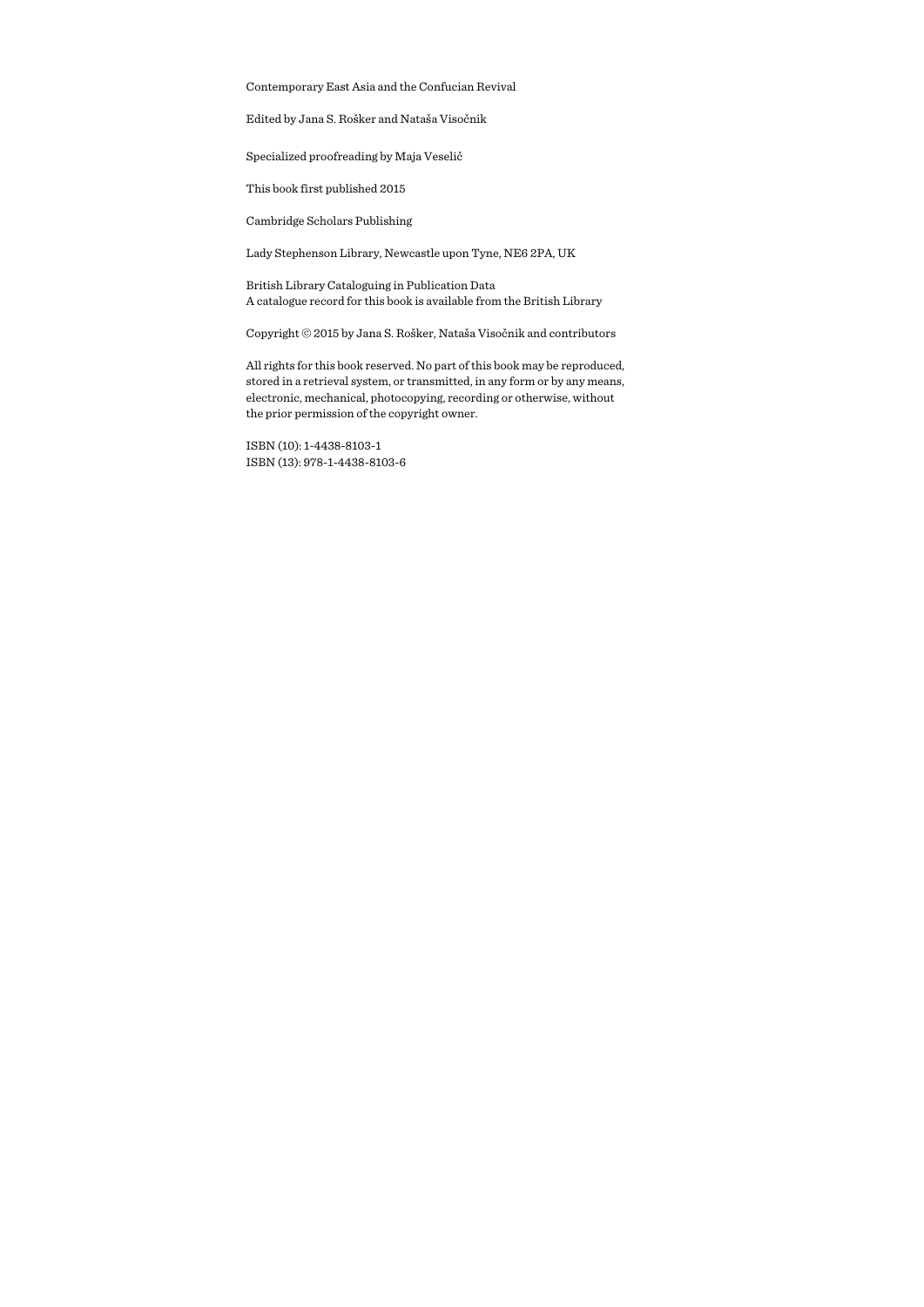Contemporary East Asia and the Confucian Revival

Edited by Jana S. Rošker and Nataša Visočnik

Specialized proofreading by Maja Veselič

This book first published 2015

Cambridge Scholars Publishing

Lady Stephenson Library, Newcastle upon Tyne, NE6 2PA, UK

British Library Cataloguing in Publication Data
A catalogue record for this book is available from the British Library

Copyright © 2015 by Jana S. Rošker, Nataša Visočnik and contributors

All rights for this book reserved. No part of this book may be reproduced, stored in a retrieval system, or transmitted, in any form or by any means, electronic, mechanical, photocopying, recording or otherwise, without the prior permission of the copyright owner.

ISBN (10): 1-4438-8103-1
ISBN (13): 978-1-4438-8103-6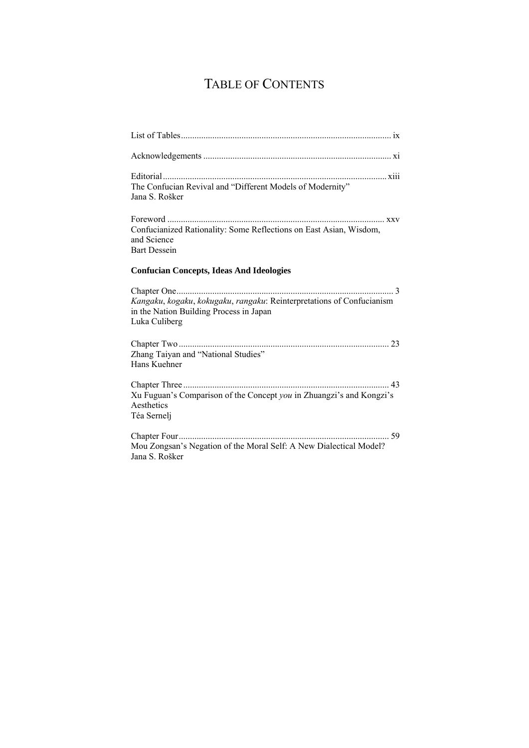# TABLE OF CONTENTS

List of Tables ... ix

Acknowledgements ... xi

Editorial ... xiii
The Confucian Revival and "Different Models of Modernity"
Jana S. Rošker

Foreword ... xxv
Confucianized Rationality: Some Reflections on East Asian, Wisdom, and Science
Bart Dessein

**Confucian Concepts, Ideas And Ideologies**

Chapter One ... 3
*Kangaku*, *kogaku*, *kokugaku*, *rangaku*: Reinterpretations of Confucianism in the Nation Building Process in Japan
Luka Culiberg

Chapter Two ... 23
Zhang Taiyan and "National Studies"
Hans Kuehner

Chapter Three ... 43
Xu Fuguan's Comparison of the Concept *you* in Zhuangzi's and Kongzi's Aesthetics
Téa Sernelj

Chapter Four ... 59
Mou Zongsan's Negation of the Moral Self: A New Dialectical Model?
Jana S. Rošker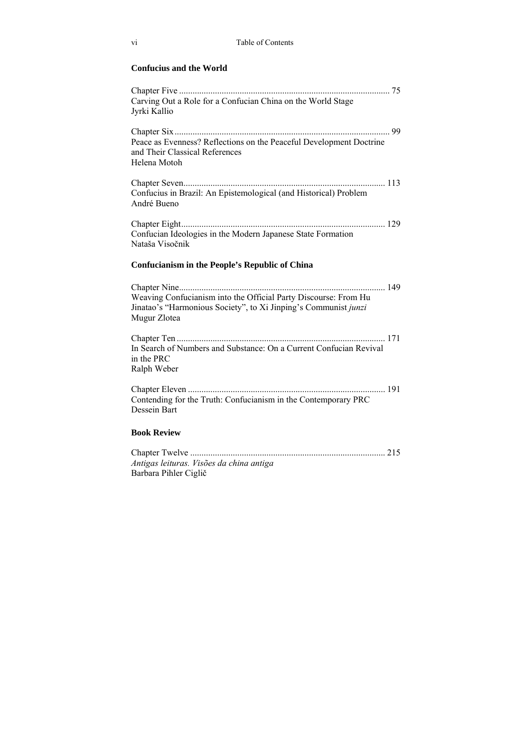**Confucius and the World**

Chapter Five ............................................................................................ 75
Carving Out a Role for a Confucian China on the World Stage
Jyrki Kallio

Chapter Six .............................................................................................. 99
Peace as Evenness? Reflections on the Peaceful Development Doctrine and Their Classical References
Helena Motoh

Chapter Seven......................................................................................... 113
Confucius in Brazil: An Epistemological (and Historical) Problem
André Bueno

Chapter Eight.......................................................................................... 129
Confucian Ideologies in the Modern Japanese State Formation
Nataša Visočnik

**Confucianism in the People's Republic of China**

Chapter Nine........................................................................................... 149
Weaving Confucianism into the Official Party Discourse: From Hu Jinatao's "Harmonious Society", to Xi Jinping's Communist *junzi*
Mugur Zlotea

Chapter Ten ............................................................................................ 171
In Search of Numbers and Substance: On a Current Confucian Revival in the PRC
Ralph Weber

Chapter Eleven ....................................................................................... 191
Contending for the Truth: Confucianism in the Contemporary PRC
Dessein Bart

**Book Review**

Chapter Twelve ...................................................................................... 215
*Antigas leituras. Visões da china antiga*
Barbara Pihler Ciglič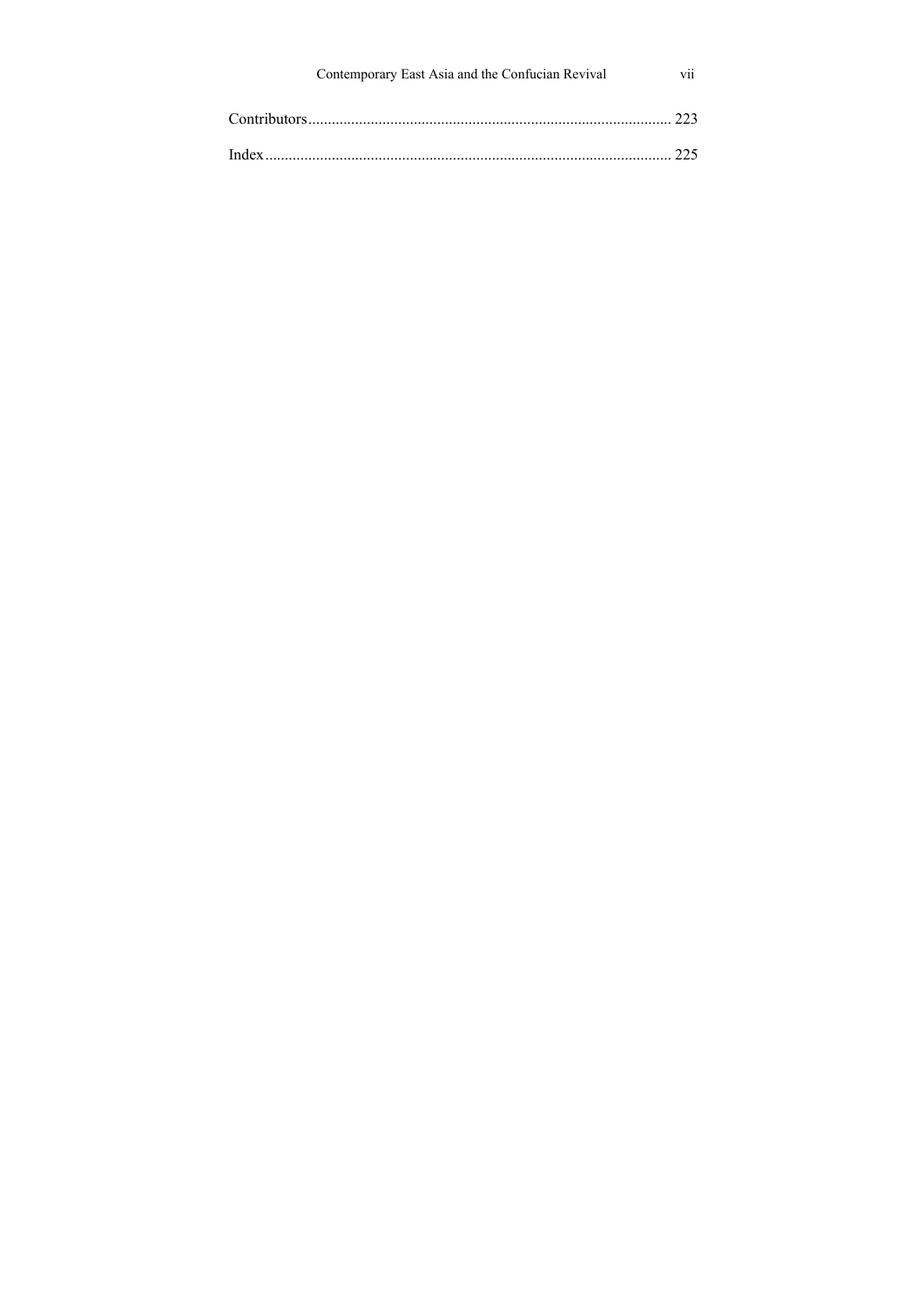Contributors ............................................................................................. 223

Index ........................................................................................................ 225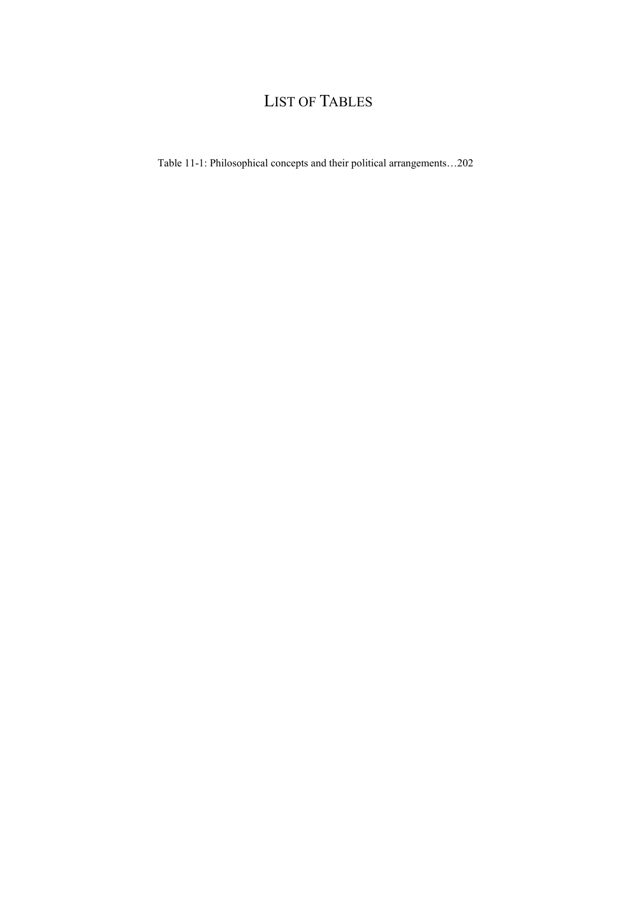# LIST OF TABLES

Table 11-1: Philosophical concepts and their political arrangements…202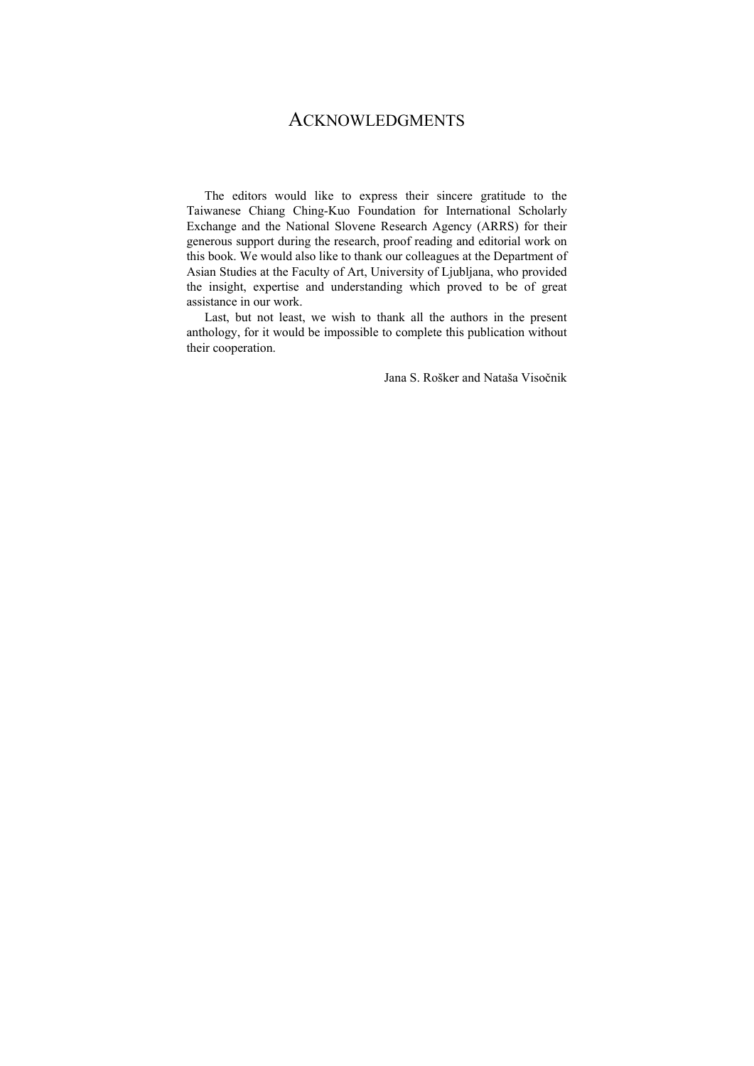# Acknowledgments

The editors would like to express their sincere gratitude to the Taiwanese Chiang Ching-Kuo Foundation for International Scholarly Exchange and the National Slovene Research Agency (ARRS) for their generous support during the research, proof reading and editorial work on this book. We would also like to thank our colleagues at the Department of Asian Studies at the Faculty of Art, University of Ljubljana, who provided the insight, expertise and understanding which proved to be of great assistance in our work.

Last, but not least, we wish to thank all the authors in the present anthology, for it would be impossible to complete this publication without their cooperation.

Jana S. Rošker and Nataša Visočnik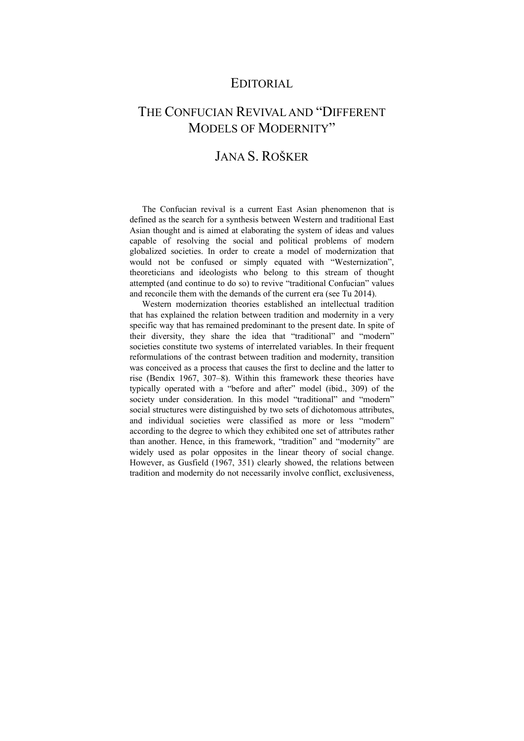# EDITORIAL

# THE CONFUCIAN REVIVAL AND "DIFFERENT MODELS OF MODERNITY"

## JANA S. ROŠKER

The Confucian revival is a current East Asian phenomenon that is defined as the search for a synthesis between Western and traditional East Asian thought and is aimed at elaborating the system of ideas and values capable of resolving the social and political problems of modern globalized societies. In order to create a model of modernization that would not be confused or simply equated with "Westernization", theoreticians and ideologists who belong to this stream of thought attempted (and continue to do so) to revive "traditional Confucian" values and reconcile them with the demands of the current era (see Tu 2014).

Western modernization theories established an intellectual tradition that has explained the relation between tradition and modernity in a very specific way that has remained predominant to the present date. In spite of their diversity, they share the idea that "traditional" and "modern" societies constitute two systems of interrelated variables. In their frequent reformulations of the contrast between tradition and modernity, transition was conceived as a process that causes the first to decline and the latter to rise (Bendix 1967, 307–8). Within this framework these theories have typically operated with a "before and after" model (ibid., 309) of the society under consideration. In this model "traditional" and "modern" social structures were distinguished by two sets of dichotomous attributes, and individual societies were classified as more or less "modern" according to the degree to which they exhibited one set of attributes rather than another. Hence, in this framework, "tradition" and "modernity" are widely used as polar opposites in the linear theory of social change. However, as Gusfield (1967, 351) clearly showed, the relations between tradition and modernity do not necessarily involve conflict, exclusiveness,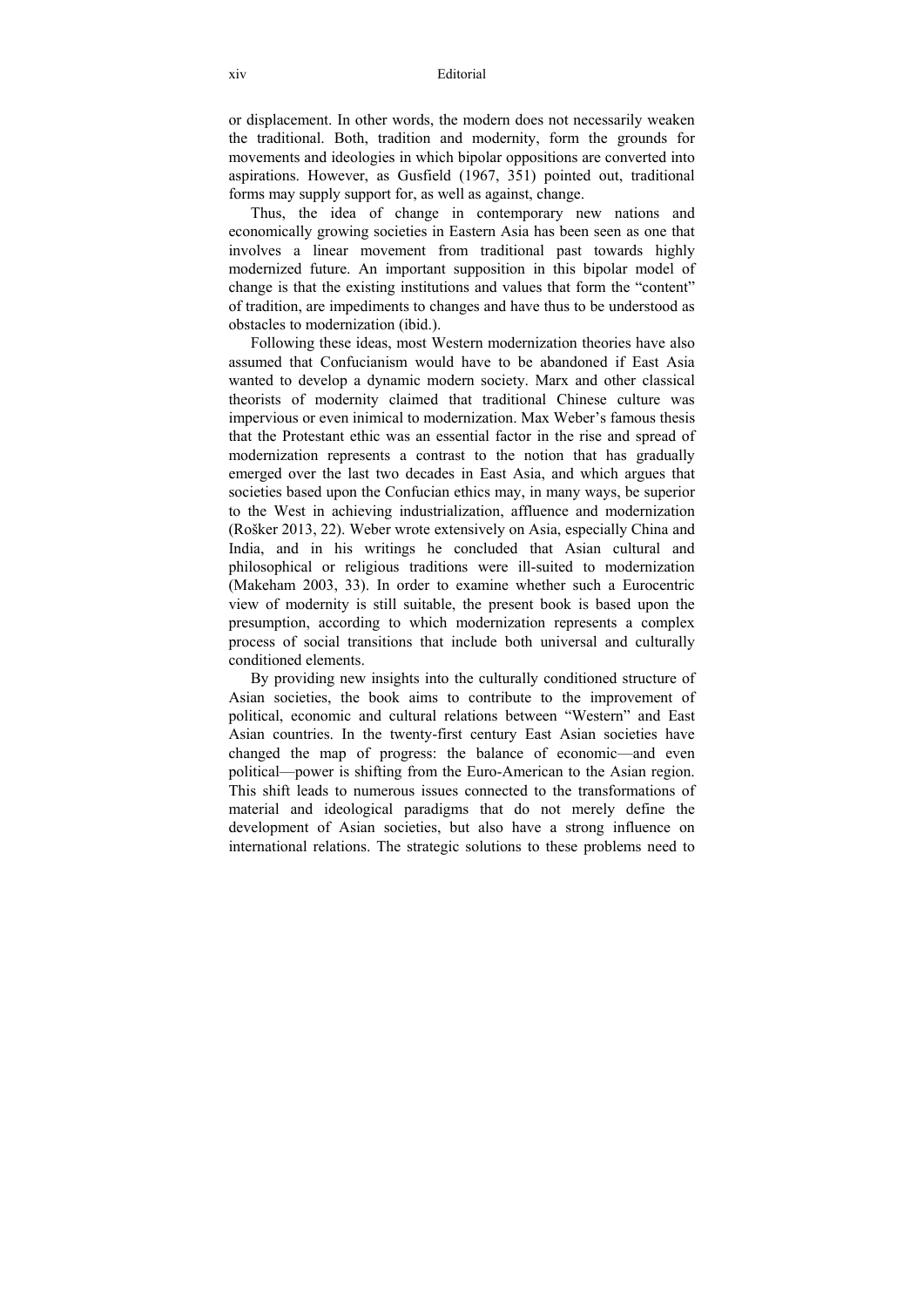or displacement. In other words, the modern does not necessarily weaken the traditional. Both, tradition and modernity, form the grounds for movements and ideologies in which bipolar oppositions are converted into aspirations. However, as Gusfield (1967, 351) pointed out, traditional forms may supply support for, as well as against, change.

Thus, the idea of change in contemporary new nations and economically growing societies in Eastern Asia has been seen as one that involves a linear movement from traditional past towards highly modernized future. An important supposition in this bipolar model of change is that the existing institutions and values that form the "content" of tradition, are impediments to changes and have thus to be understood as obstacles to modernization (ibid.).

Following these ideas, most Western modernization theories have also assumed that Confucianism would have to be abandoned if East Asia wanted to develop a dynamic modern society. Marx and other classical theorists of modernity claimed that traditional Chinese culture was impervious or even inimical to modernization. Max Weber's famous thesis that the Protestant ethic was an essential factor in the rise and spread of modernization represents a contrast to the notion that has gradually emerged over the last two decades in East Asia, and which argues that societies based upon the Confucian ethics may, in many ways, be superior to the West in achieving industrialization, affluence and modernization (Rošker 2013, 22). Weber wrote extensively on Asia, especially China and India, and in his writings he concluded that Asian cultural and philosophical or religious traditions were ill-suited to modernization (Makeham 2003, 33). In order to examine whether such a Eurocentric view of modernity is still suitable, the present book is based upon the presumption, according to which modernization represents a complex process of social transitions that include both universal and culturally conditioned elements.

By providing new insights into the culturally conditioned structure of Asian societies, the book aims to contribute to the improvement of political, economic and cultural relations between "Western" and East Asian countries. In the twenty-first century East Asian societies have changed the map of progress: the balance of economic—and even political—power is shifting from the Euro-American to the Asian region. This shift leads to numerous issues connected to the transformations of material and ideological paradigms that do not merely define the development of Asian societies, but also have a strong influence on international relations. The strategic solutions to these problems need to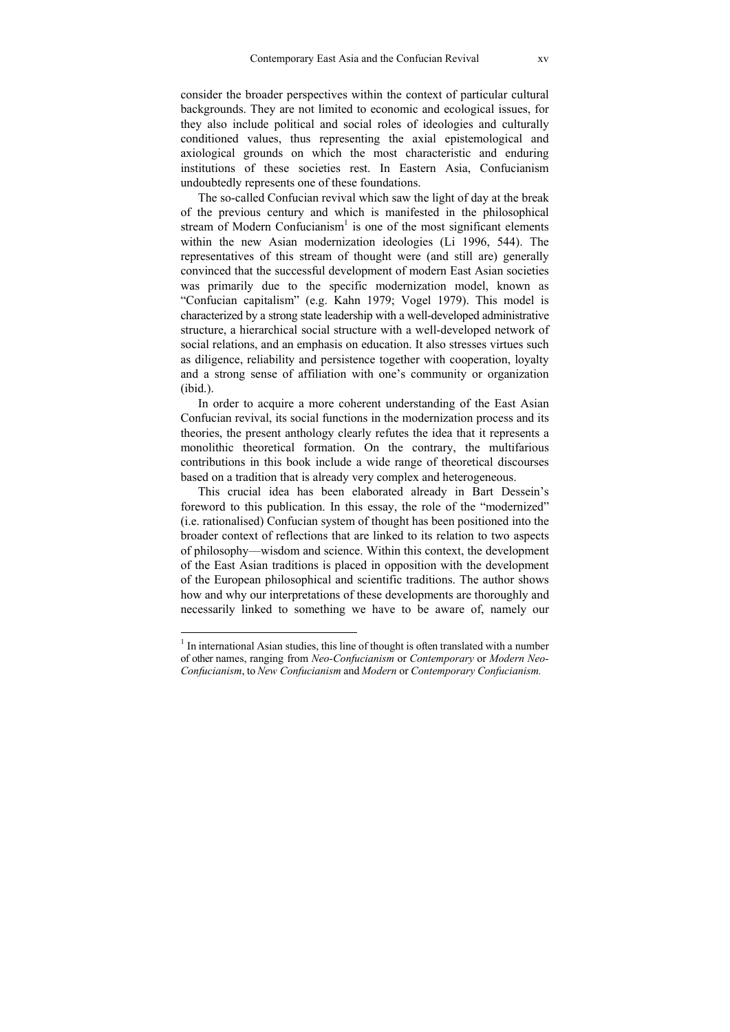consider the broader perspectives within the context of particular cultural backgrounds. They are not limited to economic and ecological issues, for they also include political and social roles of ideologies and culturally conditioned values, thus representing the axial epistemological and axiological grounds on which the most characteristic and enduring institutions of these societies rest. In Eastern Asia, Confucianism undoubtedly represents one of these foundations.

The so-called Confucian revival which saw the light of day at the break of the previous century and which is manifested in the philosophical stream of Modern Confucianism[1] is one of the most significant elements within the new Asian modernization ideologies (Li 1996, 544). The representatives of this stream of thought were (and still are) generally convinced that the successful development of modern East Asian societies was primarily due to the specific modernization model, known as "Confucian capitalism" (e.g. Kahn 1979; Vogel 1979). This model is characterized by a strong state leadership with a well-developed administrative structure, a hierarchical social structure with a well-developed network of social relations, and an emphasis on education. It also stresses virtues such as diligence, reliability and persistence together with cooperation, loyalty and a strong sense of affiliation with one's community or organization (ibid.).

In order to acquire a more coherent understanding of the East Asian Confucian revival, its social functions in the modernization process and its theories, the present anthology clearly refutes the idea that it represents a monolithic theoretical formation. On the contrary, the multifarious contributions in this book include a wide range of theoretical discourses based on a tradition that is already very complex and heterogeneous.

This crucial idea has been elaborated already in Bart Dessein's foreword to this publication. In this essay, the role of the "modernized" (i.e. rationalised) Confucian system of thought has been positioned into the broader context of reflections that are linked to its relation to two aspects of philosophy—wisdom and science. Within this context, the development of the East Asian traditions is placed in opposition with the development of the European philosophical and scientific traditions. The author shows how and why our interpretations of these developments are thoroughly and necessarily linked to something we have to be aware of, namely our

---

[1] In international Asian studies, this line of thought is often translated with a number of other names, ranging from *Neo-Confucianism* or *Contemporary* or *Modern Neo-Confucianism*, to *New Confucianism* and *Modern* or *Contemporary Confucianism.*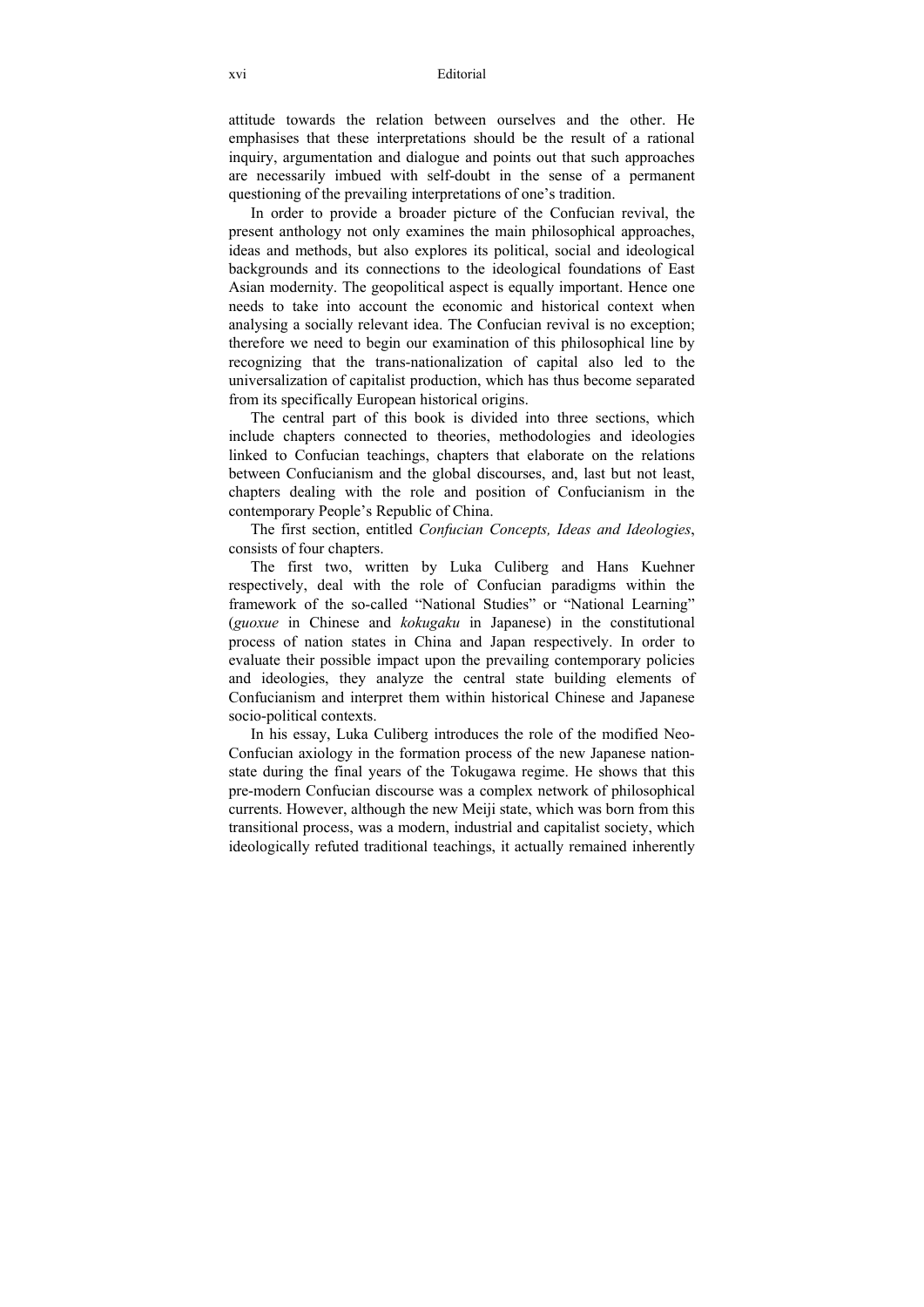attitude towards the relation between ourselves and the other. He emphasises that these interpretations should be the result of a rational inquiry, argumentation and dialogue and points out that such approaches are necessarily imbued with self-doubt in the sense of a permanent questioning of the prevailing interpretations of one's tradition.

In order to provide a broader picture of the Confucian revival, the present anthology not only examines the main philosophical approaches, ideas and methods, but also explores its political, social and ideological backgrounds and its connections to the ideological foundations of East Asian modernity. The geopolitical aspect is equally important. Hence one needs to take into account the economic and historical context when analysing a socially relevant idea. The Confucian revival is no exception; therefore we need to begin our examination of this philosophical line by recognizing that the trans-nationalization of capital also led to the universalization of capitalist production, which has thus become separated from its specifically European historical origins.

The central part of this book is divided into three sections, which include chapters connected to theories, methodologies and ideologies linked to Confucian teachings, chapters that elaborate on the relations between Confucianism and the global discourses, and, last but not least, chapters dealing with the role and position of Confucianism in the contemporary People's Republic of China.

The first section, entitled *Confucian Concepts, Ideas and Ideologies*, consists of four chapters.

The first two, written by Luka Culiberg and Hans Kuehner respectively, deal with the role of Confucian paradigms within the framework of the so-called "National Studies" or "National Learning" (*guoxue* in Chinese and *kokugaku* in Japanese) in the constitutional process of nation states in China and Japan respectively. In order to evaluate their possible impact upon the prevailing contemporary policies and ideologies, they analyze the central state building elements of Confucianism and interpret them within historical Chinese and Japanese socio-political contexts.

In his essay, Luka Culiberg introduces the role of the modified Neo-Confucian axiology in the formation process of the new Japanese nation-state during the final years of the Tokugawa regime. He shows that this pre-modern Confucian discourse was a complex network of philosophical currents. However, although the new Meiji state, which was born from this transitional process, was a modern, industrial and capitalist society, which ideologically refuted traditional teachings, it actually remained inherently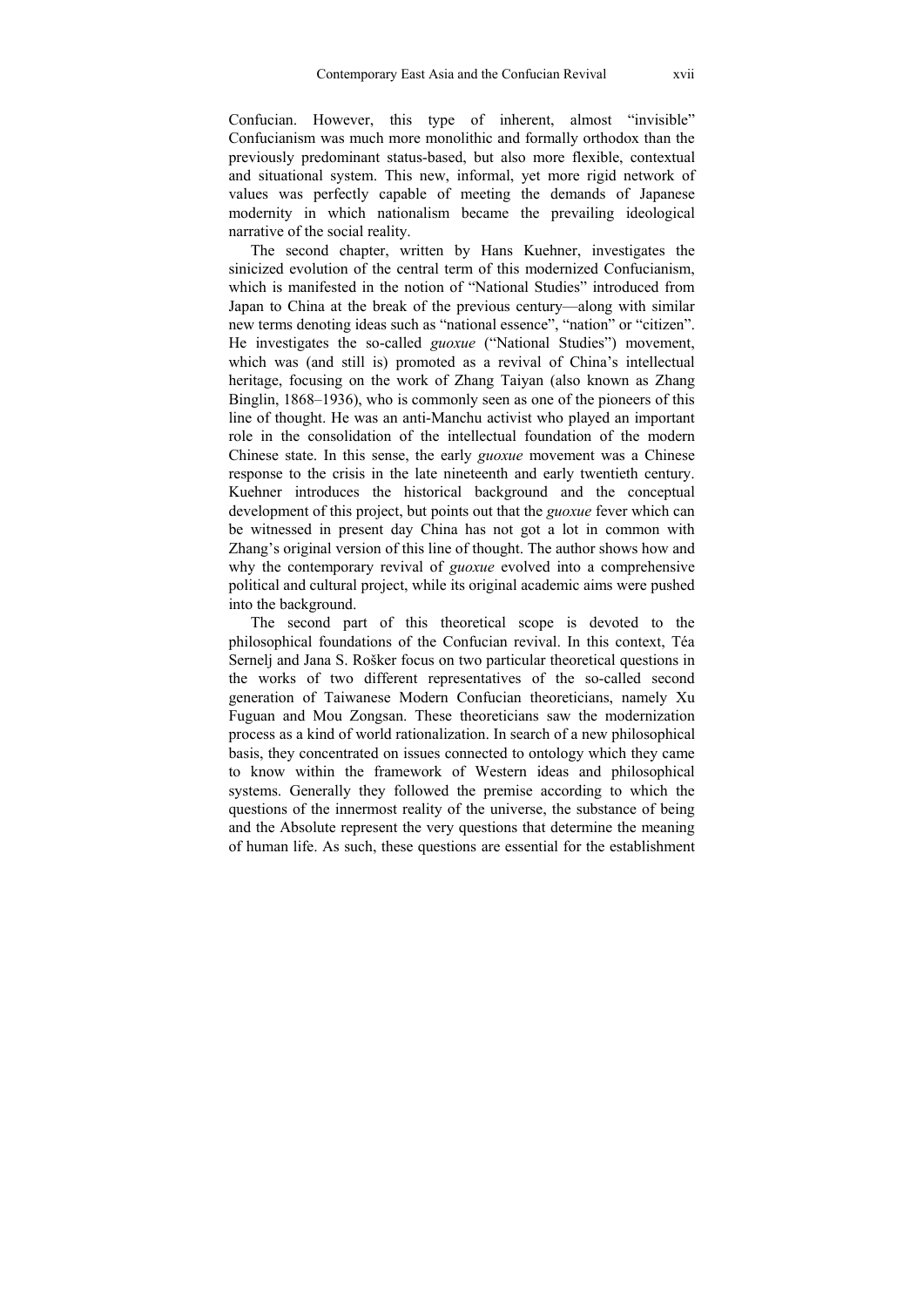Confucian. However, this type of inherent, almost "invisible" Confucianism was much more monolithic and formally orthodox than the previously predominant status-based, but also more flexible, contextual and situational system. This new, informal, yet more rigid network of values was perfectly capable of meeting the demands of Japanese modernity in which nationalism became the prevailing ideological narrative of the social reality.

The second chapter, written by Hans Kuehner, investigates the sinicized evolution of the central term of this modernized Confucianism, which is manifested in the notion of "National Studies" introduced from Japan to China at the break of the previous century—along with similar new terms denoting ideas such as "national essence", "nation" or "citizen". He investigates the so-called *guoxue* ("National Studies") movement, which was (and still is) promoted as a revival of China's intellectual heritage, focusing on the work of Zhang Taiyan (also known as Zhang Binglin, 1868–1936), who is commonly seen as one of the pioneers of this line of thought. He was an anti-Manchu activist who played an important role in the consolidation of the intellectual foundation of the modern Chinese state. In this sense, the early *guoxue* movement was a Chinese response to the crisis in the late nineteenth and early twentieth century. Kuehner introduces the historical background and the conceptual development of this project, but points out that the *guoxue* fever which can be witnessed in present day China has not got a lot in common with Zhang's original version of this line of thought. The author shows how and why the contemporary revival of *guoxue* evolved into a comprehensive political and cultural project, while its original academic aims were pushed into the background.

The second part of this theoretical scope is devoted to the philosophical foundations of the Confucian revival. In this context, Téa Sernelj and Jana S. Rošker focus on two particular theoretical questions in the works of two different representatives of the so-called second generation of Taiwanese Modern Confucian theoreticians, namely Xu Fuguan and Mou Zongsan. These theoreticians saw the modernization process as a kind of world rationalization. In search of a new philosophical basis, they concentrated on issues connected to ontology which they came to know within the framework of Western ideas and philosophical systems. Generally they followed the premise according to which the questions of the innermost reality of the universe, the substance of being and the Absolute represent the very questions that determine the meaning of human life. As such, these questions are essential for the establishment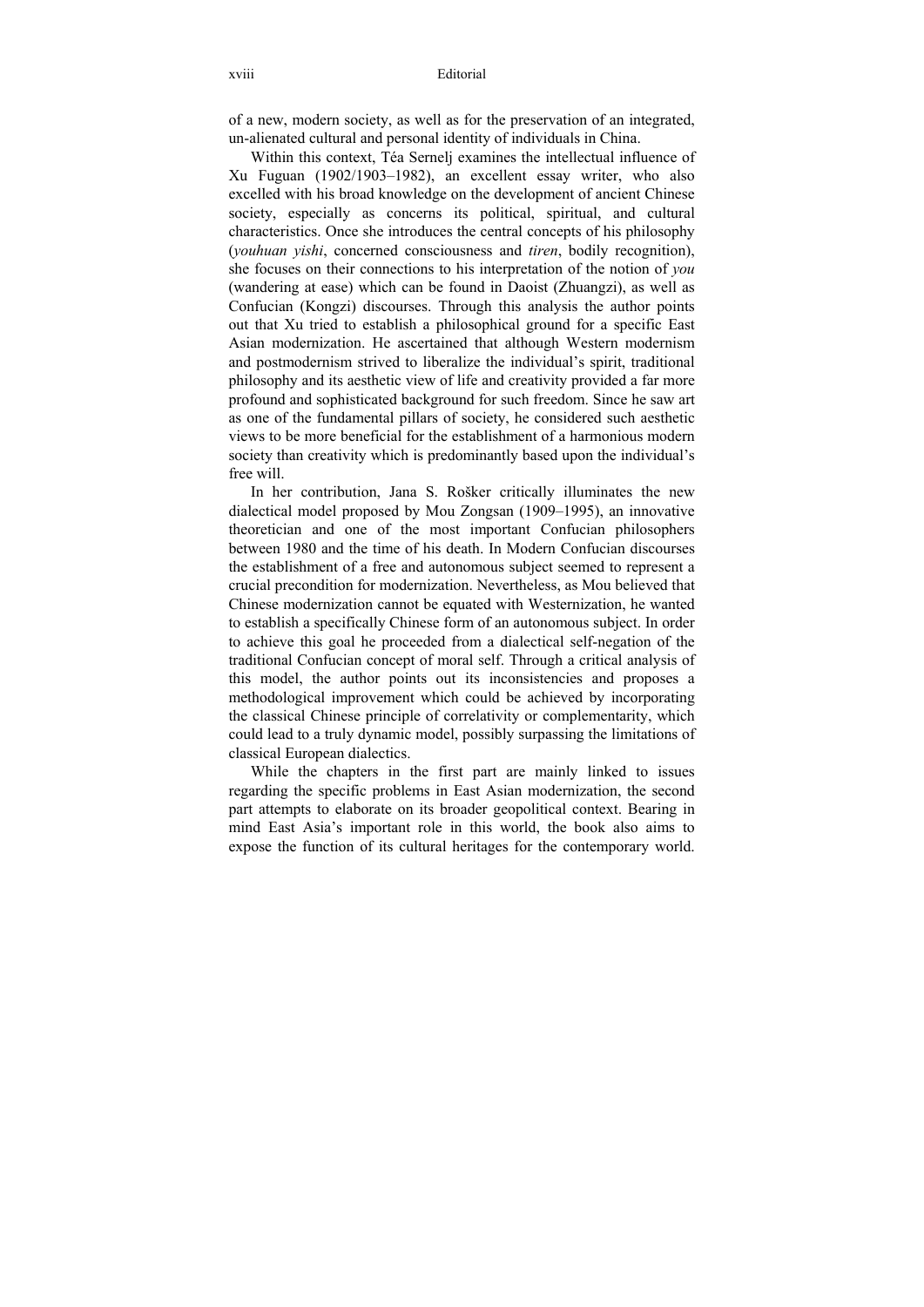of a new, modern society, as well as for the preservation of an integrated, un-alienated cultural and personal identity of individuals in China.

Within this context, Téa Sernelj examines the intellectual influence of Xu Fuguan (1902/1903–1982), an excellent essay writer, who also excelled with his broad knowledge on the development of ancient Chinese society, especially as concerns its political, spiritual, and cultural characteristics. Once she introduces the central concepts of his philosophy (*youhuan yishi*, concerned consciousness and *tiren*, bodily recognition), she focuses on their connections to his interpretation of the notion of *you* (wandering at ease) which can be found in Daoist (Zhuangzi), as well as Confucian (Kongzi) discourses. Through this analysis the author points out that Xu tried to establish a philosophical ground for a specific East Asian modernization. He ascertained that although Western modernism and postmodernism strived to liberalize the individual's spirit, traditional philosophy and its aesthetic view of life and creativity provided a far more profound and sophisticated background for such freedom. Since he saw art as one of the fundamental pillars of society, he considered such aesthetic views to be more beneficial for the establishment of a harmonious modern society than creativity which is predominantly based upon the individual's free will.

In her contribution, Jana S. Rošker critically illuminates the new dialectical model proposed by Mou Zongsan (1909–1995), an innovative theoretician and one of the most important Confucian philosophers between 1980 and the time of his death. In Modern Confucian discourses the establishment of a free and autonomous subject seemed to represent a crucial precondition for modernization. Nevertheless, as Mou believed that Chinese modernization cannot be equated with Westernization, he wanted to establish a specifically Chinese form of an autonomous subject. In order to achieve this goal he proceeded from a dialectical self-negation of the traditional Confucian concept of moral self. Through a critical analysis of this model, the author points out its inconsistencies and proposes a methodological improvement which could be achieved by incorporating the classical Chinese principle of correlativity or complementarity, which could lead to a truly dynamic model, possibly surpassing the limitations of classical European dialectics.

While the chapters in the first part are mainly linked to issues regarding the specific problems in East Asian modernization, the second part attempts to elaborate on its broader geopolitical context. Bearing in mind East Asia's important role in this world, the book also aims to expose the function of its cultural heritages for the contemporary world.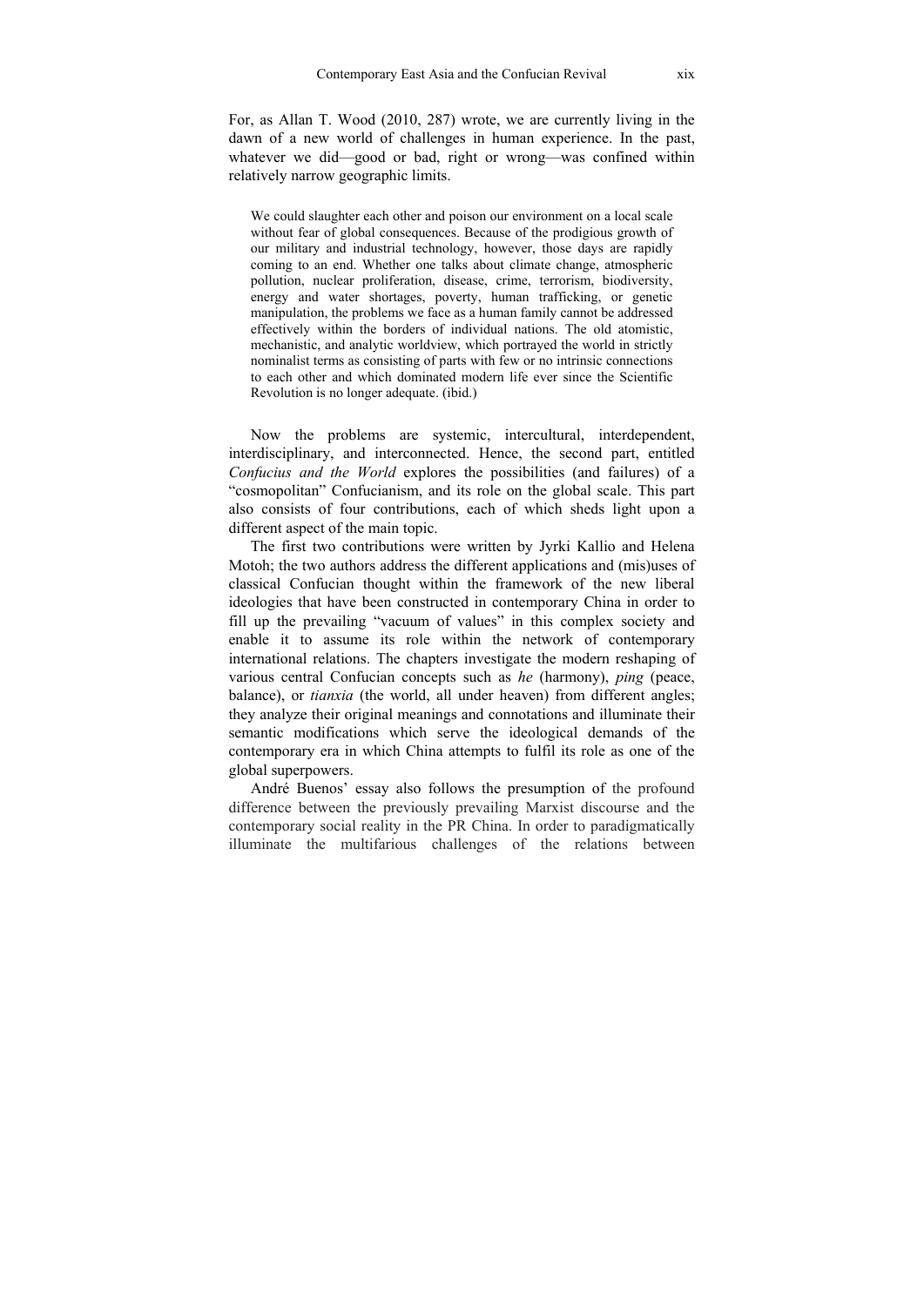For, as Allan T. Wood (2010, 287) wrote, we are currently living in the dawn of a new world of challenges in human experience. In the past, whatever we did—good or bad, right or wrong—was confined within relatively narrow geographic limits.

> We could slaughter each other and poison our environment on a local scale without fear of global consequences. Because of the prodigious growth of our military and industrial technology, however, those days are rapidly coming to an end. Whether one talks about climate change, atmospheric pollution, nuclear proliferation, disease, crime, terrorism, biodiversity, energy and water shortages, poverty, human trafficking, or genetic manipulation, the problems we face as a human family cannot be addressed effectively within the borders of individual nations. The old atomistic, mechanistic, and analytic worldview, which portrayed the world in strictly nominalist terms as consisting of parts with few or no intrinsic connections to each other and which dominated modern life ever since the Scientific Revolution is no longer adequate. (ibid.)

Now the problems are systemic, intercultural, interdependent, interdisciplinary, and interconnected. Hence, the second part, entitled *Confucius and the World* explores the possibilities (and failures) of a "cosmopolitan" Confucianism, and its role on the global scale. This part also consists of four contributions, each of which sheds light upon a different aspect of the main topic.

The first two contributions were written by Jyrki Kallio and Helena Motoh; the two authors address the different applications and (mis)uses of classical Confucian thought within the framework of the new liberal ideologies that have been constructed in contemporary China in order to fill up the prevailing "vacuum of values" in this complex society and enable it to assume its role within the network of contemporary international relations. The chapters investigate the modern reshaping of various central Confucian concepts such as *he* (harmony), *ping* (peace, balance), or *tianxia* (the world, all under heaven) from different angles; they analyze their original meanings and connotations and illuminate their semantic modifications which serve the ideological demands of the contemporary era in which China attempts to fulfil its role as one of the global superpowers.

André Buenos' essay also follows the presumption of the profound difference between the previously prevailing Marxist discourse and the contemporary social reality in the PR China. In order to paradigmatically illuminate the multifarious challenges of the relations between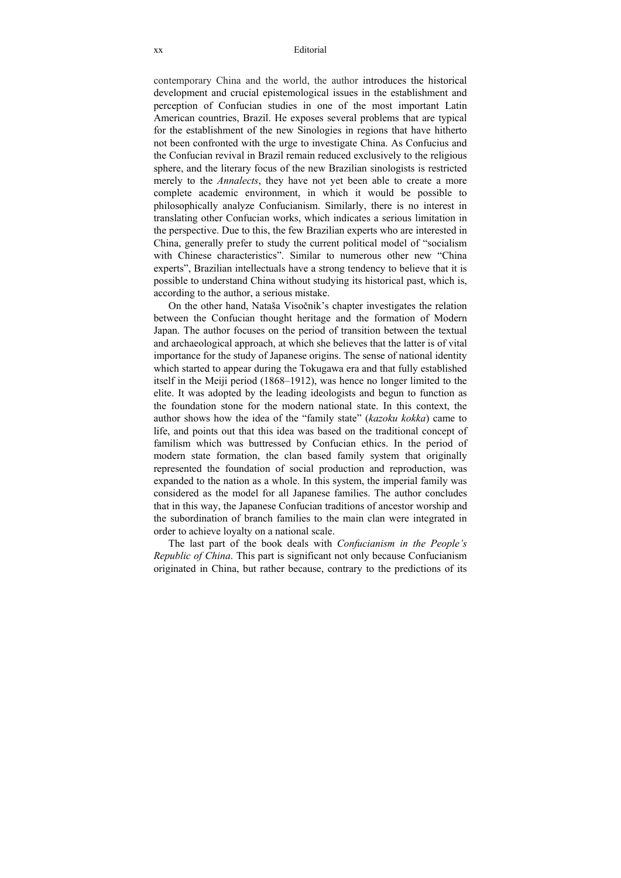contemporary China and the world, the author introduces the historical development and crucial epistemological issues in the establishment and perception of Confucian studies in one of the most important Latin American countries, Brazil. He exposes several problems that are typical for the establishment of the new Sinologies in regions that have hitherto not been confronted with the urge to investigate China. As Confucius and the Confucian revival in Brazil remain reduced exclusively to the religious sphere, and the literary focus of the new Brazilian sinologists is restricted merely to the *Annalects*, they have not yet been able to create a more complete academic environment, in which it would be possible to philosophically analyze Confucianism. Similarly, there is no interest in translating other Confucian works, which indicates a serious limitation in the perspective. Due to this, the few Brazilian experts who are interested in China, generally prefer to study the current political model of "socialism with Chinese characteristics". Similar to numerous other new "China experts", Brazilian intellectuals have a strong tendency to believe that it is possible to understand China without studying its historical past, which is, according to the author, a serious mistake.

On the other hand, Nataša Visočnik's chapter investigates the relation between the Confucian thought heritage and the formation of Modern Japan. The author focuses on the period of transition between the textual and archaeological approach, at which she believes that the latter is of vital importance for the study of Japanese origins. The sense of national identity which started to appear during the Tokugawa era and that fully established itself in the Meiji period (1868–1912), was hence no longer limited to the elite. It was adopted by the leading ideologists and begun to function as the foundation stone for the modern national state. In this context, the author shows how the idea of the "family state" (*kazoku kokka*) came to life, and points out that this idea was based on the traditional concept of familism which was buttressed by Confucian ethics. In the period of modern state formation, the clan based family system that originally represented the foundation of social production and reproduction, was expanded to the nation as a whole. In this system, the imperial family was considered as the model for all Japanese families. The author concludes that in this way, the Japanese Confucian traditions of ancestor worship and the subordination of branch families to the main clan were integrated in order to achieve loyalty on a national scale.

The last part of the book deals with *Confucianism in the People's Republic of China*. This part is significant not only because Confucianism originated in China, but rather because, contrary to the predictions of its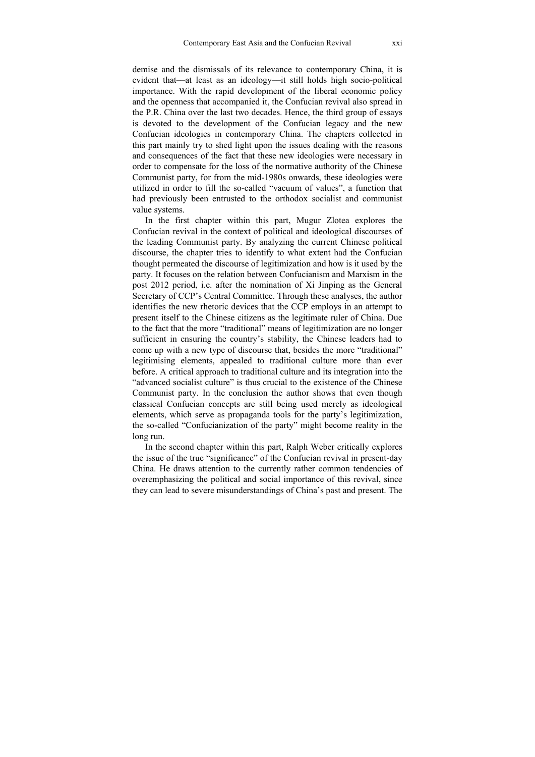demise and the dismissals of its relevance to contemporary China, it is evident that—at least as an ideology—it still holds high socio-political importance. With the rapid development of the liberal economic policy and the openness that accompanied it, the Confucian revival also spread in the P.R. China over the last two decades. Hence, the third group of essays is devoted to the development of the Confucian legacy and the new Confucian ideologies in contemporary China. The chapters collected in this part mainly try to shed light upon the issues dealing with the reasons and consequences of the fact that these new ideologies were necessary in order to compensate for the loss of the normative authority of the Chinese Communist party, for from the mid-1980s onwards, these ideologies were utilized in order to fill the so-called "vacuum of values", a function that had previously been entrusted to the orthodox socialist and communist value systems.

In the first chapter within this part, Mugur Zlotea explores the Confucian revival in the context of political and ideological discourses of the leading Communist party. By analyzing the current Chinese political discourse, the chapter tries to identify to what extent had the Confucian thought permeated the discourse of legitimization and how is it used by the party. It focuses on the relation between Confucianism and Marxism in the post 2012 period, i.e. after the nomination of Xi Jinping as the General Secretary of CCP's Central Committee. Through these analyses, the author identifies the new rhetoric devices that the CCP employs in an attempt to present itself to the Chinese citizens as the legitimate ruler of China. Due to the fact that the more "traditional" means of legitimization are no longer sufficient in ensuring the country's stability, the Chinese leaders had to come up with a new type of discourse that, besides the more "traditional" legitimising elements, appealed to traditional culture more than ever before. A critical approach to traditional culture and its integration into the "advanced socialist culture" is thus crucial to the existence of the Chinese Communist party. In the conclusion the author shows that even though classical Confucian concepts are still being used merely as ideological elements, which serve as propaganda tools for the party's legitimization, the so-called "Confucianization of the party" might become reality in the long run.

In the second chapter within this part, Ralph Weber critically explores the issue of the true "significance" of the Confucian revival in present-day China. He draws attention to the currently rather common tendencies of overemphasizing the political and social importance of this revival, since they can lead to severe misunderstandings of China's past and present. The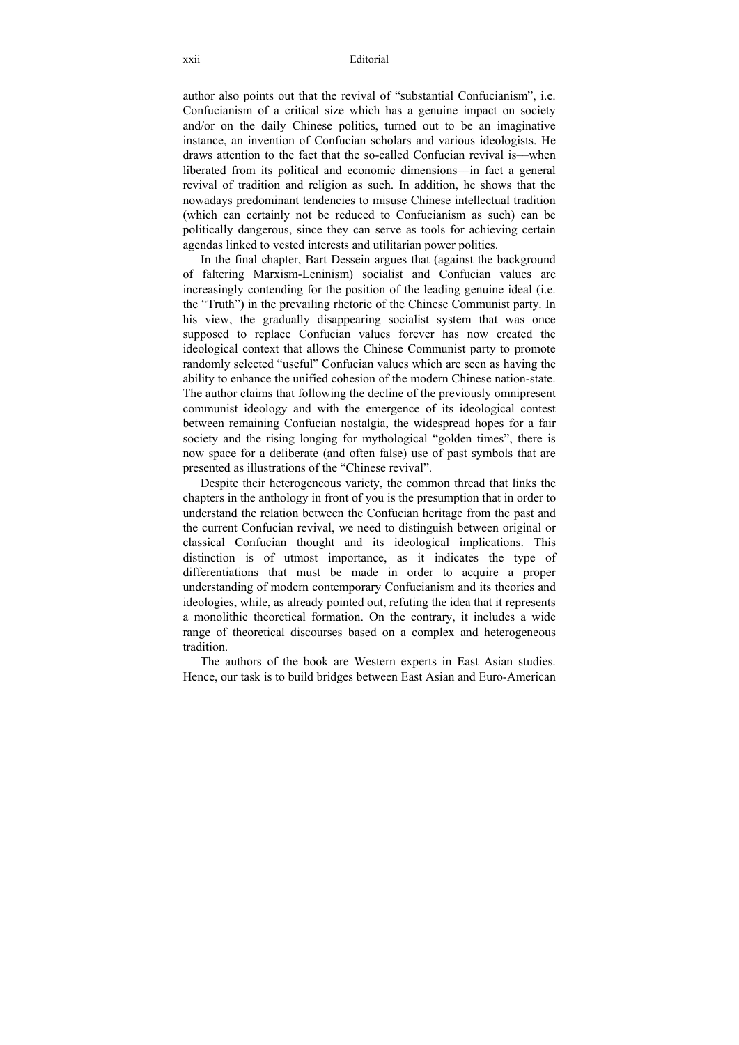author also points out that the revival of "substantial Confucianism", i.e. Confucianism of a critical size which has a genuine impact on society and/or on the daily Chinese politics, turned out to be an imaginative instance, an invention of Confucian scholars and various ideologists. He draws attention to the fact that the so-called Confucian revival is—when liberated from its political and economic dimensions—in fact a general revival of tradition and religion as such. In addition, he shows that the nowadays predominant tendencies to misuse Chinese intellectual tradition (which can certainly not be reduced to Confucianism as such) can be politically dangerous, since they can serve as tools for achieving certain agendas linked to vested interests and utilitarian power politics.

In the final chapter, Bart Dessein argues that (against the background of faltering Marxism-Leninism) socialist and Confucian values are increasingly contending for the position of the leading genuine ideal (i.e. the "Truth") in the prevailing rhetoric of the Chinese Communist party. In his view, the gradually disappearing socialist system that was once supposed to replace Confucian values forever has now created the ideological context that allows the Chinese Communist party to promote randomly selected "useful" Confucian values which are seen as having the ability to enhance the unified cohesion of the modern Chinese nation-state. The author claims that following the decline of the previously omnipresent communist ideology and with the emergence of its ideological contest between remaining Confucian nostalgia, the widespread hopes for a fair society and the rising longing for mythological "golden times", there is now space for a deliberate (and often false) use of past symbols that are presented as illustrations of the "Chinese revival".

Despite their heterogeneous variety, the common thread that links the chapters in the anthology in front of you is the presumption that in order to understand the relation between the Confucian heritage from the past and the current Confucian revival, we need to distinguish between original or classical Confucian thought and its ideological implications. This distinction is of utmost importance, as it indicates the type of differentiations that must be made in order to acquire a proper understanding of modern contemporary Confucianism and its theories and ideologies, while, as already pointed out, refuting the idea that it represents a monolithic theoretical formation. On the contrary, it includes a wide range of theoretical discourses based on a complex and heterogeneous tradition.

The authors of the book are Western experts in East Asian studies. Hence, our task is to build bridges between East Asian and Euro-American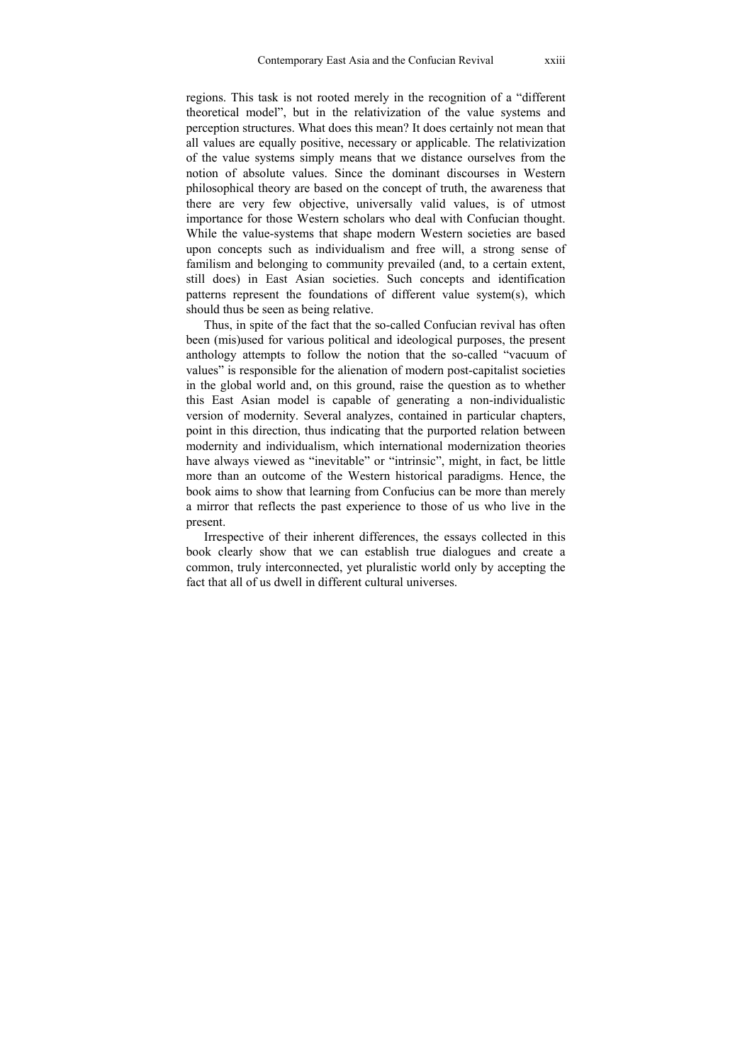regions. This task is not rooted merely in the recognition of a "different theoretical model", but in the relativization of the value systems and perception structures. What does this mean? It does certainly not mean that all values are equally positive, necessary or applicable. The relativization of the value systems simply means that we distance ourselves from the notion of absolute values. Since the dominant discourses in Western philosophical theory are based on the concept of truth, the awareness that there are very few objective, universally valid values, is of utmost importance for those Western scholars who deal with Confucian thought. While the value-systems that shape modern Western societies are based upon concepts such as individualism and free will, a strong sense of familism and belonging to community prevailed (and, to a certain extent, still does) in East Asian societies. Such concepts and identification patterns represent the foundations of different value system(s), which should thus be seen as being relative.

Thus, in spite of the fact that the so-called Confucian revival has often been (mis)used for various political and ideological purposes, the present anthology attempts to follow the notion that the so-called "vacuum of values" is responsible for the alienation of modern post-capitalist societies in the global world and, on this ground, raise the question as to whether this East Asian model is capable of generating a non-individualistic version of modernity. Several analyzes, contained in particular chapters, point in this direction, thus indicating that the purported relation between modernity and individualism, which international modernization theories have always viewed as "inevitable" or "intrinsic", might, in fact, be little more than an outcome of the Western historical paradigms. Hence, the book aims to show that learning from Confucius can be more than merely a mirror that reflects the past experience to those of us who live in the present.

Irrespective of their inherent differences, the essays collected in this book clearly show that we can establish true dialogues and create a common, truly interconnected, yet pluralistic world only by accepting the fact that all of us dwell in different cultural universes.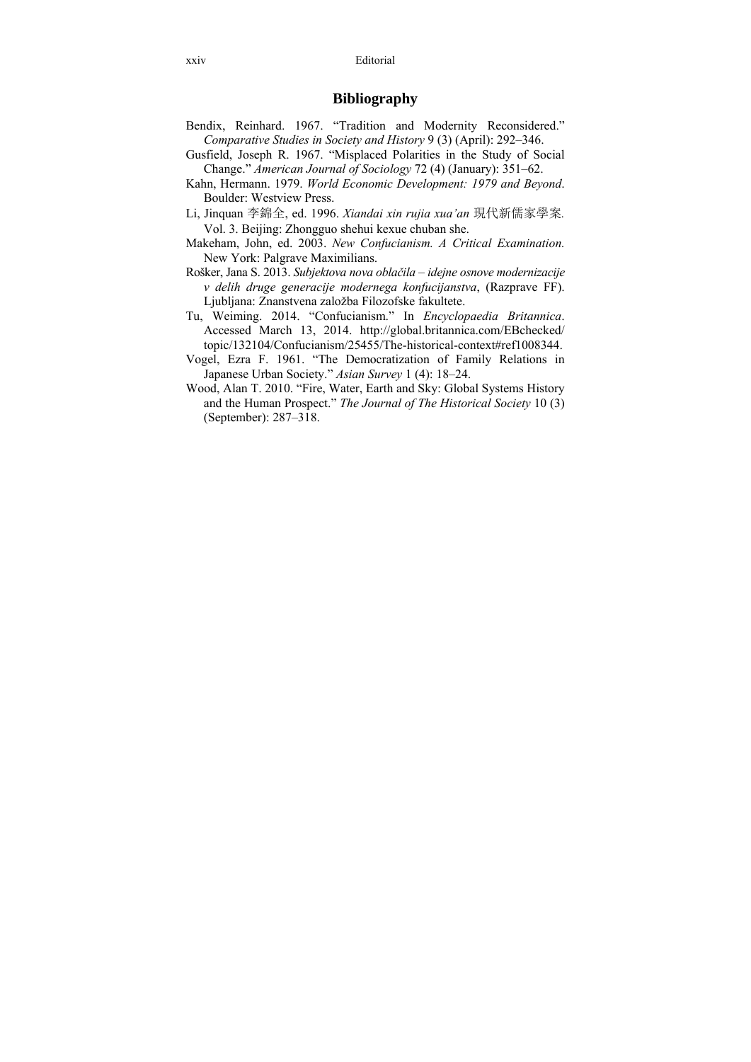## Bibliography

Bendix, Reinhard. 1967. "Tradition and Modernity Reconsidered." *Comparative Studies in Society and History* 9 (3) (April): 292–346.

Gusfield, Joseph R. 1967. "Misplaced Polarities in the Study of Social Change." *American Journal of Sociology* 72 (4) (January): 351–62.

Kahn, Hermann. 1979. *World Economic Development: 1979 and Beyond*. Boulder: Westview Press.

Li, Jinquan 李錦全, ed. 1996. *Xiandai xin rujia xua'an* 現代新儒家學案. Vol. 3. Beijing: Zhongguo shehui kexue chuban she.

Makeham, John, ed. 2003. *New Confucianism. A Critical Examination.* New York: Palgrave Maximilians.

Rošker, Jana S. 2013. *Subjektova nova oblačila – idejne osnove modernizacije v delih druge generacije modernega konfucijanstva*, (Razprave FF). Ljubljana: Znanstvena založba Filozofske fakultete.

Tu, Weiming. 2014. "Confucianism." In *Encyclopaedia Britannica*. Accessed March 13, 2014. http://global.britannica.com/EBchecked/topic/132104/Confucianism/25455/The-historical-context#ref1008344.

Vogel, Ezra F. 1961. "The Democratization of Family Relations in Japanese Urban Society." *Asian Survey* 1 (4): 18–24.

Wood, Alan T. 2010. "Fire, Water, Earth and Sky: Global Systems History and the Human Prospect." *The Journal of The Historical Society* 10 (3) (September): 287–318.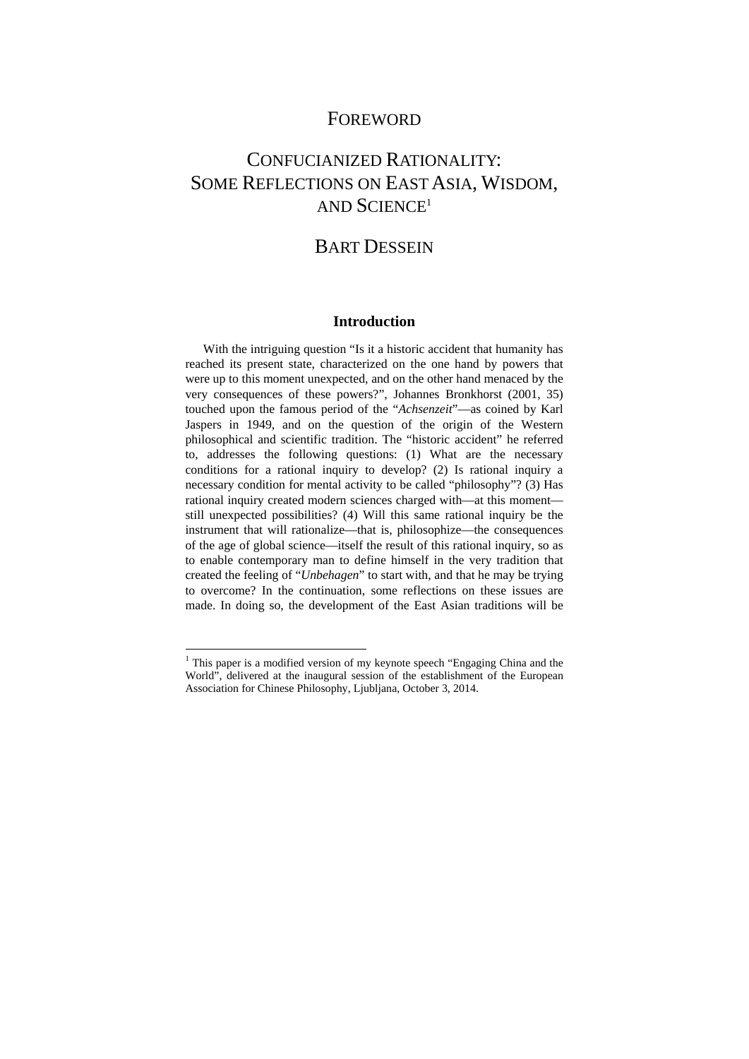# FOREWORD

# CONFUCIANIZED RATIONALITY: SOME REFLECTIONS ON EAST ASIA, WISDOM, AND SCIENCE[1]

## BART DESSEIN

### Introduction

With the intriguing question "Is it a historic accident that humanity has reached its present state, characterized on the one hand by powers that were up to this moment unexpected, and on the other hand menaced by the very consequences of these powers?", Johannes Bronkhorst (2001, 35) touched upon the famous period of the "*Achsenzeit*"—as coined by Karl Jaspers in 1949, and on the question of the origin of the Western philosophical and scientific tradition. The "historic accident" he referred to, addresses the following questions: (1) What are the necessary conditions for a rational inquiry to develop? (2) Is rational inquiry a necessary condition for mental activity to be called "philosophy"? (3) Has rational inquiry created modern sciences charged with—at this moment—still unexpected possibilities? (4) Will this same rational inquiry be the instrument that will rationalize—that is, philosophize—the consequences of the age of global science—itself the result of this rational inquiry, so as to enable contemporary man to define himself in the very tradition that created the feeling of "*Unbehagen*" to start with, and that he may be trying to overcome? In the continuation, some reflections on these issues are made. In doing so, the development of the East Asian traditions will be

---

[1] This paper is a modified version of my keynote speech "Engaging China and the World", delivered at the inaugural session of the establishment of the European Association for Chinese Philosophy, Ljubljana, October 3, 2014.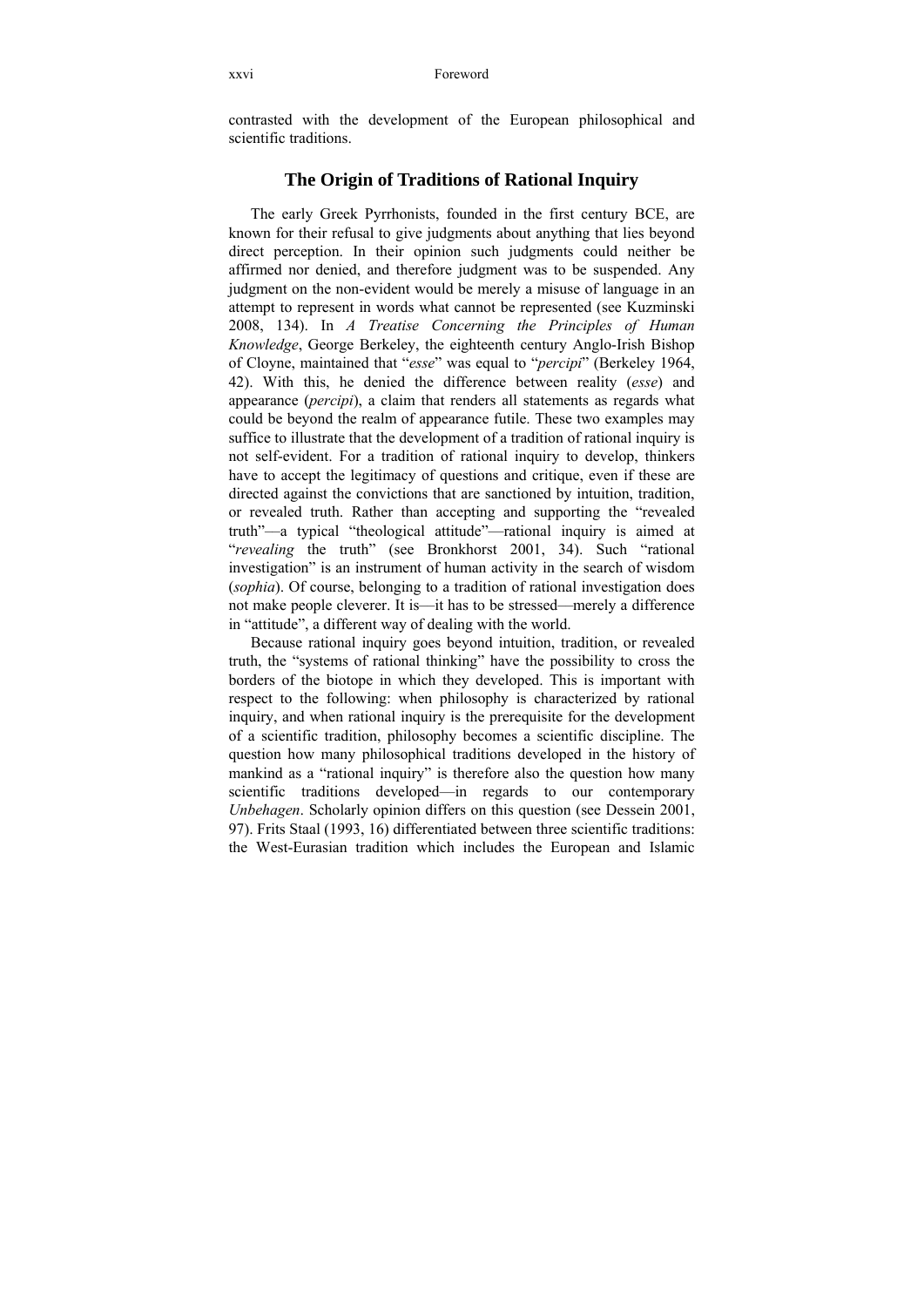contrasted with the development of the European philosophical and scientific traditions.

## The Origin of Traditions of Rational Inquiry

The early Greek Pyrrhonists, founded in the first century BCE, are known for their refusal to give judgments about anything that lies beyond direct perception. In their opinion such judgments could neither be affirmed nor denied, and therefore judgment was to be suspended. Any judgment on the non-evident would be merely a misuse of language in an attempt to represent in words what cannot be represented (see Kuzminski 2008, 134). In *A Treatise Concerning the Principles of Human Knowledge*, George Berkeley, the eighteenth century Anglo-Irish Bishop of Cloyne, maintained that "*esse*" was equal to "*percipi*" (Berkeley 1964, 42). With this, he denied the difference between reality (*esse*) and appearance (*percipi*), a claim that renders all statements as regards what could be beyond the realm of appearance futile. These two examples may suffice to illustrate that the development of a tradition of rational inquiry is not self-evident. For a tradition of rational inquiry to develop, thinkers have to accept the legitimacy of questions and critique, even if these are directed against the convictions that are sanctioned by intuition, tradition, or revealed truth. Rather than accepting and supporting the "revealed truth"—a typical "theological attitude"—rational inquiry is aimed at "*revealing* the truth" (see Bronkhorst 2001, 34). Such "rational investigation" is an instrument of human activity in the search of wisdom (*sophia*). Of course, belonging to a tradition of rational investigation does not make people cleverer. It is—it has to be stressed—merely a difference in "attitude", a different way of dealing with the world.

Because rational inquiry goes beyond intuition, tradition, or revealed truth, the "systems of rational thinking" have the possibility to cross the borders of the biotope in which they developed. This is important with respect to the following: when philosophy is characterized by rational inquiry, and when rational inquiry is the prerequisite for the development of a scientific tradition, philosophy becomes a scientific discipline. The question how many philosophical traditions developed in the history of mankind as a "rational inquiry" is therefore also the question how many scientific traditions developed—in regards to our contemporary *Unbehagen*. Scholarly opinion differs on this question (see Dessein 2001, 97). Frits Staal (1993, 16) differentiated between three scientific traditions: the West-Eurasian tradition which includes the European and Islamic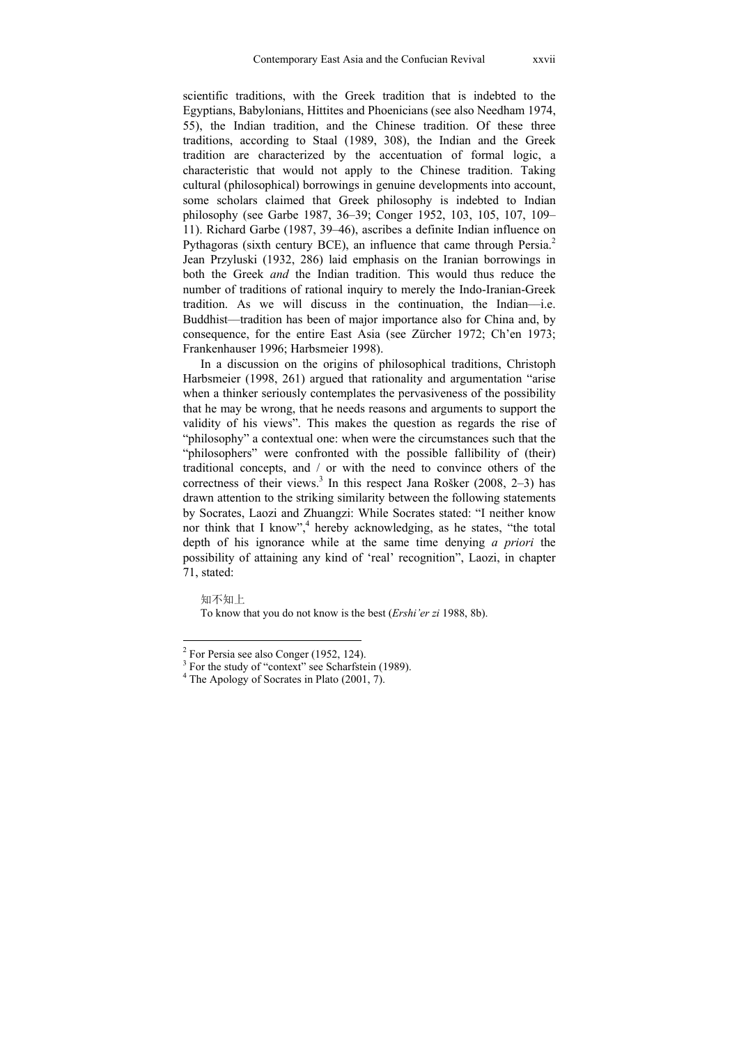scientific traditions, with the Greek tradition that is indebted to the Egyptians, Babylonians, Hittites and Phoenicians (see also Needham 1974, 55), the Indian tradition, and the Chinese tradition. Of these three traditions, according to Staal (1989, 308), the Indian and the Greek tradition are characterized by the accentuation of formal logic, a characteristic that would not apply to the Chinese tradition. Taking cultural (philosophical) borrowings in genuine developments into account, some scholars claimed that Greek philosophy is indebted to Indian philosophy (see Garbe 1987, 36–39; Conger 1952, 103, 105, 107, 109–11). Richard Garbe (1987, 39–46), ascribes a definite Indian influence on Pythagoras (sixth century BCE), an influence that came through Persia.[2] Jean Przyluski (1932, 286) laid emphasis on the Iranian borrowings in both the Greek *and* the Indian tradition. This would thus reduce the number of traditions of rational inquiry to merely the Indo-Iranian-Greek tradition. As we will discuss in the continuation, the Indian—i.e. Buddhist—tradition has been of major importance also for China and, by consequence, for the entire East Asia (see Zürcher 1972; Ch'en 1973; Frankenhauser 1996; Harbsmeier 1998).

In a discussion on the origins of philosophical traditions, Christoph Harbsmeier (1998, 261) argued that rationality and argumentation "arise when a thinker seriously contemplates the pervasiveness of the possibility that he may be wrong, that he needs reasons and arguments to support the validity of his views". This makes the question as regards the rise of "philosophy" a contextual one: when were the circumstances such that the "philosophers" were confronted with the possible fallibility of (their) traditional concepts, and / or with the need to convince others of the correctness of their views.[3] In this respect Jana Rošker (2008, 2–3) has drawn attention to the striking similarity between the following statements by Socrates, Laozi and Zhuangzi: While Socrates stated: "I neither know nor think that I know",[4] hereby acknowledging, as he states, "the total depth of his ignorance while at the same time denying *a priori* the possibility of attaining any kind of 'real' recognition", Laozi, in chapter 71, stated:

> 知不知上
> To know that you do not know is the best (*Ershi'er zi* 1988, 8b).

---

[2] For Persia see also Conger (1952, 124).
[3] For the study of "context" see Scharfstein (1989).
[4] The Apology of Socrates in Plato (2001, 7).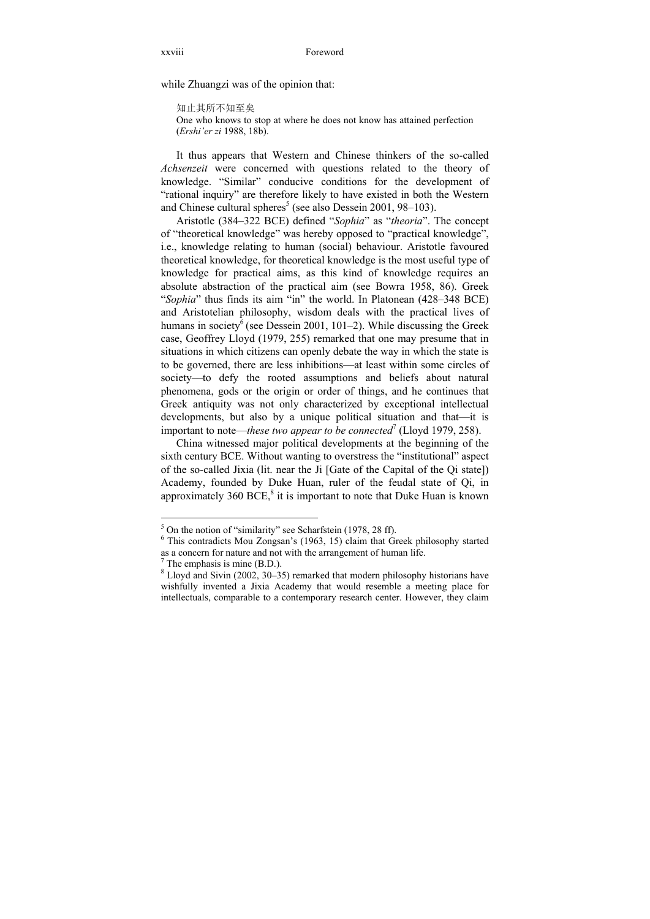while Zhuangzi was of the opinion that:

> 知止其所不知至矣
> One who knows to stop at where he does not know has attained perfection (*Ershi'er zi* 1988, 18b).

It thus appears that Western and Chinese thinkers of the so-called *Achsenzeit* were concerned with questions related to the theory of knowledge. "Similar" conducive conditions for the development of "rational inquiry" are therefore likely to have existed in both the Western and Chinese cultural spheres[5] (see also Dessein 2001, 98–103).

Aristotle (384–322 BCE) defined "*Sophia*" as "*theoria*". The concept of "theoretical knowledge" was hereby opposed to "practical knowledge", i.e., knowledge relating to human (social) behaviour. Aristotle favoured theoretical knowledge, for theoretical knowledge is the most useful type of knowledge for practical aims, as this kind of knowledge requires an absolute abstraction of the practical aim (see Bowra 1958, 86). Greek "*Sophia*" thus finds its aim "in" the world. In Platonean (428–348 BCE) and Aristotelian philosophy, wisdom deals with the practical lives of humans in society[6] (see Dessein 2001, 101–2). While discussing the Greek case, Geoffrey Lloyd (1979, 255) remarked that one may presume that in situations in which citizens can openly debate the way in which the state is to be governed, there are less inhibitions—at least within some circles of society—to defy the rooted assumptions and beliefs about natural phenomena, gods or the origin or order of things, and he continues that Greek antiquity was not only characterized by exceptional intellectual developments, but also by a unique political situation and that—it is important to note—*these two appear to be connected*[7] (Lloyd 1979, 258).

China witnessed major political developments at the beginning of the sixth century BCE. Without wanting to overstress the "institutional" aspect of the so-called Jixia (lit. near the Ji [Gate of the Capital of the Qi state]) Academy, founded by Duke Huan, ruler of the feudal state of Qi, in approximately 360 BCE,[8] it is important to note that Duke Huan is known

---

[5] On the notion of "similarity" see Scharfstein (1978, 28 ff).

[6] This contradicts Mou Zongsan's (1963, 15) claim that Greek philosophy started as a concern for nature and not with the arrangement of human life.

[7] The emphasis is mine (B.D.).

[8] Lloyd and Sivin (2002, 30–35) remarked that modern philosophy historians have wishfully invented a Jixia Academy that would resemble a meeting place for intellectuals, comparable to a contemporary research center. However, they claim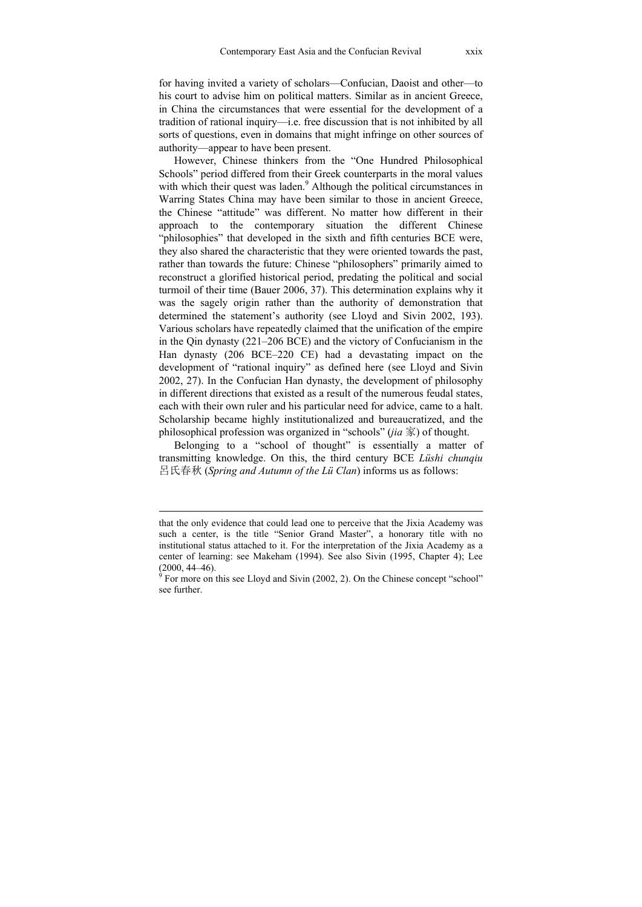for having invited a variety of scholars—Confucian, Daoist and other—to his court to advise him on political matters. Similar as in ancient Greece, in China the circumstances that were essential for the development of a tradition of rational inquiry—i.e. free discussion that is not inhibited by all sorts of questions, even in domains that might infringe on other sources of authority—appear to have been present.

However, Chinese thinkers from the "One Hundred Philosophical Schools" period differed from their Greek counterparts in the moral values with which their quest was laden.[9] Although the political circumstances in Warring States China may have been similar to those in ancient Greece, the Chinese "attitude" was different. No matter how different in their approach to the contemporary situation the different Chinese "philosophies" that developed in the sixth and fifth centuries BCE were, they also shared the characteristic that they were oriented towards the past, rather than towards the future: Chinese "philosophers" primarily aimed to reconstruct a glorified historical period, predating the political and social turmoil of their time (Bauer 2006, 37). This determination explains why it was the sagely origin rather than the authority of demonstration that determined the statement's authority (see Lloyd and Sivin 2002, 193). Various scholars have repeatedly claimed that the unification of the empire in the Qin dynasty (221–206 BCE) and the victory of Confucianism in the Han dynasty (206 BCE–220 CE) had a devastating impact on the development of "rational inquiry" as defined here (see Lloyd and Sivin 2002, 27). In the Confucian Han dynasty, the development of philosophy in different directions that existed as a result of the numerous feudal states, each with their own ruler and his particular need for advice, came to a halt. Scholarship became highly institutionalized and bureaucratized, and the philosophical profession was organized in "schools" (*jia* 家) of thought.

Belonging to a "school of thought" is essentially a matter of transmitting knowledge. On this, the third century BCE *Lüshi chunqiu* 呂氏春秋 (*Spring and Autumn of the Lü Clan*) informs us as follows:

---

that the only evidence that could lead one to perceive that the Jixia Academy was such a center, is the title "Senior Grand Master", a honorary title with no institutional status attached to it. For the interpretation of the Jixia Academy as a center of learning: see Makeham (1994). See also Sivin (1995, Chapter 4); Lee (2000, 44–46).

[9] For more on this see Lloyd and Sivin (2002, 2). On the Chinese concept "school" see further.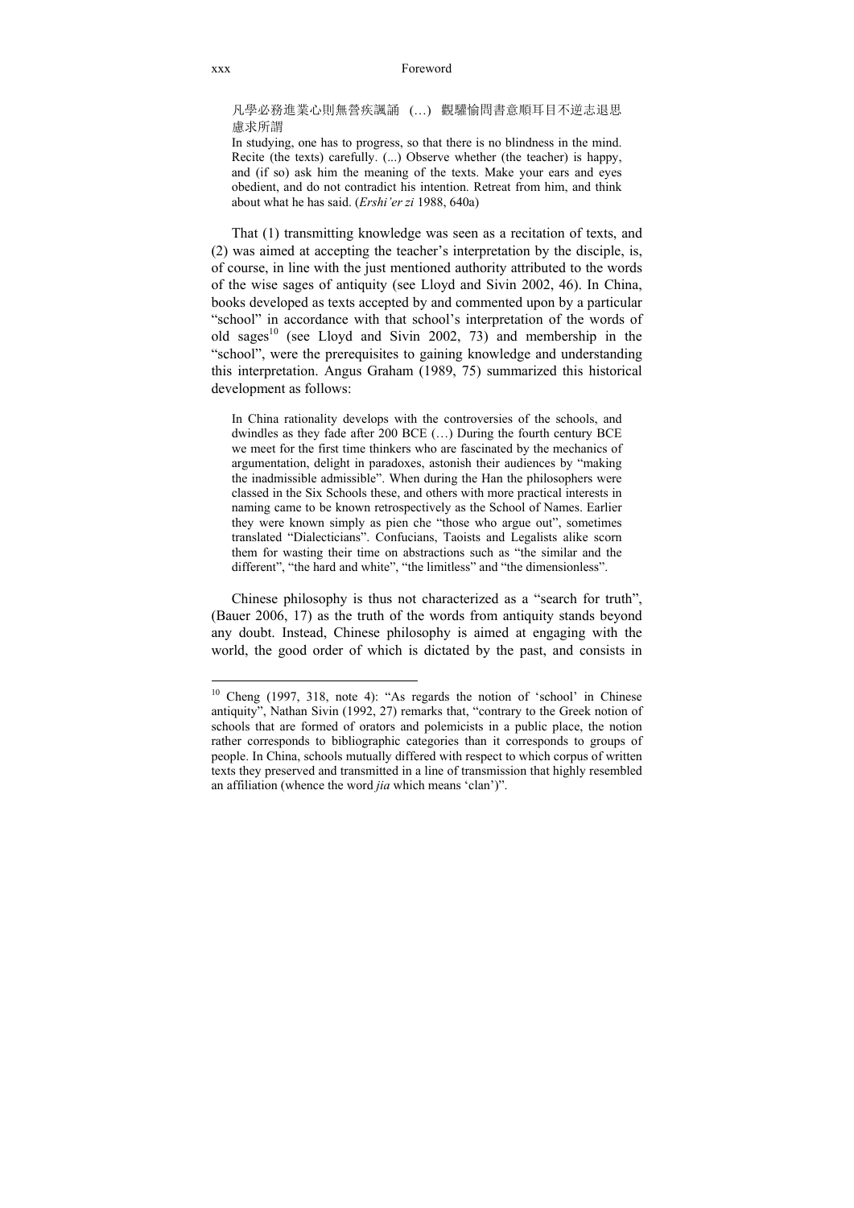> 凡學必務進業心則無營疾諷誦（…）觀驩愉問書意順耳目不逆志退思慮求所謂
>
> In studying, one has to progress, so that there is no blindness in the mind. Recite (the texts) carefully. (...) Observe whether (the teacher) is happy, and (if so) ask him the meaning of the texts. Make your ears and eyes obedient, and do not contradict his intention. Retreat from him, and think about what he has said. (*Ershi'er zi* 1988, 640a)

That (1) transmitting knowledge was seen as a recitation of texts, and (2) was aimed at accepting the teacher's interpretation by the disciple, is, of course, in line with the just mentioned authority attributed to the words of the wise sages of antiquity (see Lloyd and Sivin 2002, 46). In China, books developed as texts accepted by and commented upon by a particular "school" in accordance with that school's interpretation of the words of old sages[10] (see Lloyd and Sivin 2002, 73) and membership in the "school", were the prerequisites to gaining knowledge and understanding this interpretation. Angus Graham (1989, 75) summarized this historical development as follows:

> In China rationality develops with the controversies of the schools, and dwindles as they fade after 200 BCE (…) During the fourth century BCE we meet for the first time thinkers who are fascinated by the mechanics of argumentation, delight in paradoxes, astonish their audiences by "making the inadmissible admissible". When during the Han the philosophers were classed in the Six Schools these, and others with more practical interests in naming came to be known retrospectively as the School of Names. Earlier they were known simply as pien che "those who argue out", sometimes translated "Dialecticians". Confucians, Taoists and Legalists alike scorn them for wasting their time on abstractions such as "the similar and the different", "the hard and white", "the limitless" and "the dimensionless".

Chinese philosophy is thus not characterized as a "search for truth", (Bauer 2006, 17) as the truth of the words from antiquity stands beyond any doubt. Instead, Chinese philosophy is aimed at engaging with the world, the good order of which is dictated by the past, and consists in

---

[10] Cheng (1997, 318, note 4): "As regards the notion of 'school' in Chinese antiquity", Nathan Sivin (1992, 27) remarks that, "contrary to the Greek notion of schools that are formed of orators and polemicists in a public place, the notion rather corresponds to bibliographic categories than it corresponds to groups of people. In China, schools mutually differed with respect to which corpus of written texts they preserved and transmitted in a line of transmission that highly resembled an affiliation (whence the word *jia* which means 'clan')".